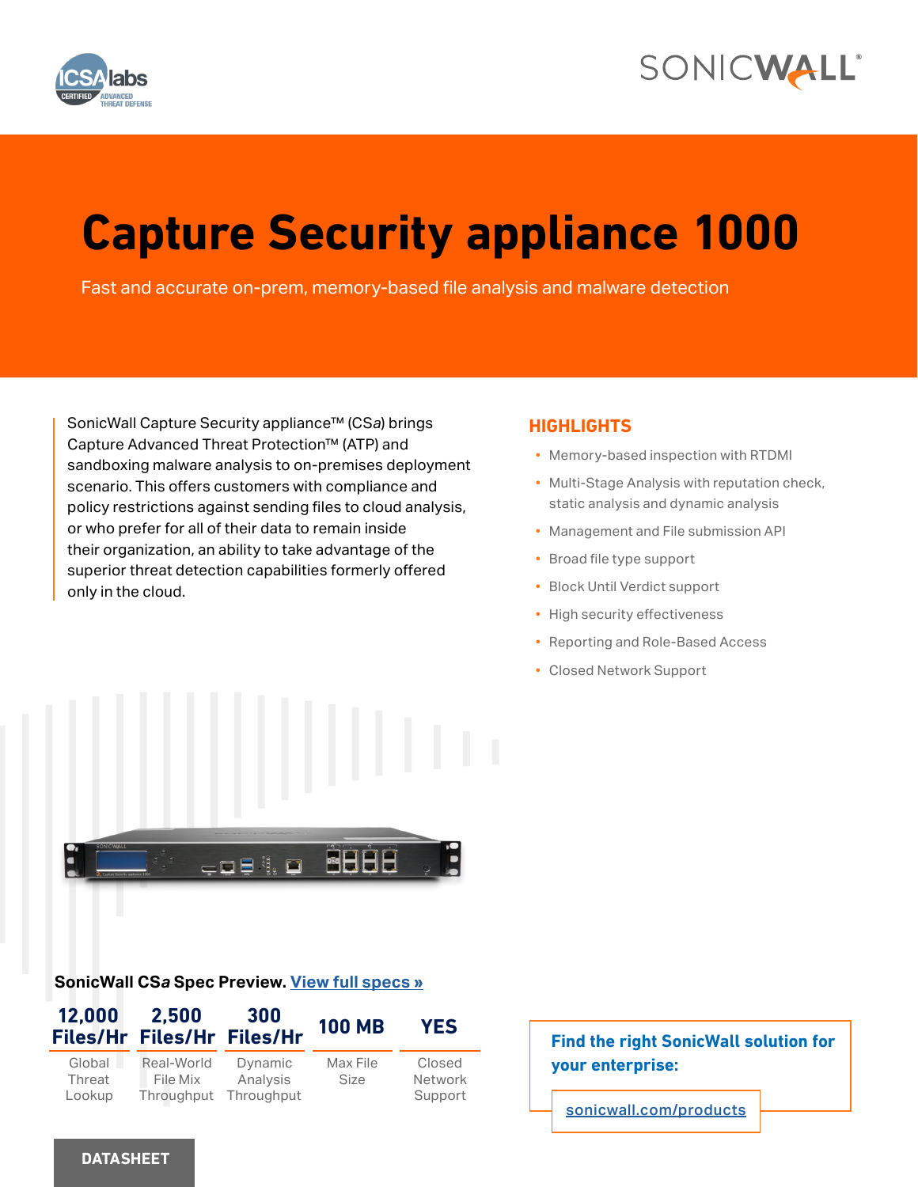# Capture Security appliance 1000

Fast and accurate on-prem, memory-based file analysis and malware detection

SonicWall Capture Security appliance™ (CS*a*) brings Capture Advanced Threat Protection™ (ATP) and sandboxing malware analysis to on-premises deployment scenario. This offers customers with compliance and policy restrictions against sending files to cloud analysis, or who prefer for all of their data to remain inside their organization, an ability to take advantage of the superior threat detection capabilities formerly offered only in the cloud.

## HIGHLIGHTS

- Memory-based inspection with RTDMI
- Multi-Stage Analysis with reputation check, static analysis and dynamic analysis
- Management and File submission API
- Broad file type support
- Block Until Verdict support
- High security effectiveness
- Reporting and Role-Based Access
- Closed Network Support

**SonicWall CS*a* Spec Preview.** [View full specs »]

| 12,000 Files/Hr | 2,500 Files/Hr | 300 Files/Hr | 100 MB | YES |
|---|---|---|---|---|
| Global Threat Lookup | Real-World File Mix Throughput | Dynamic Analysis Throughput | Max File Size | Closed Network Support |

**Find the right SonicWall solution for your enterprise:**

sonicwall.com/products

DATASHEET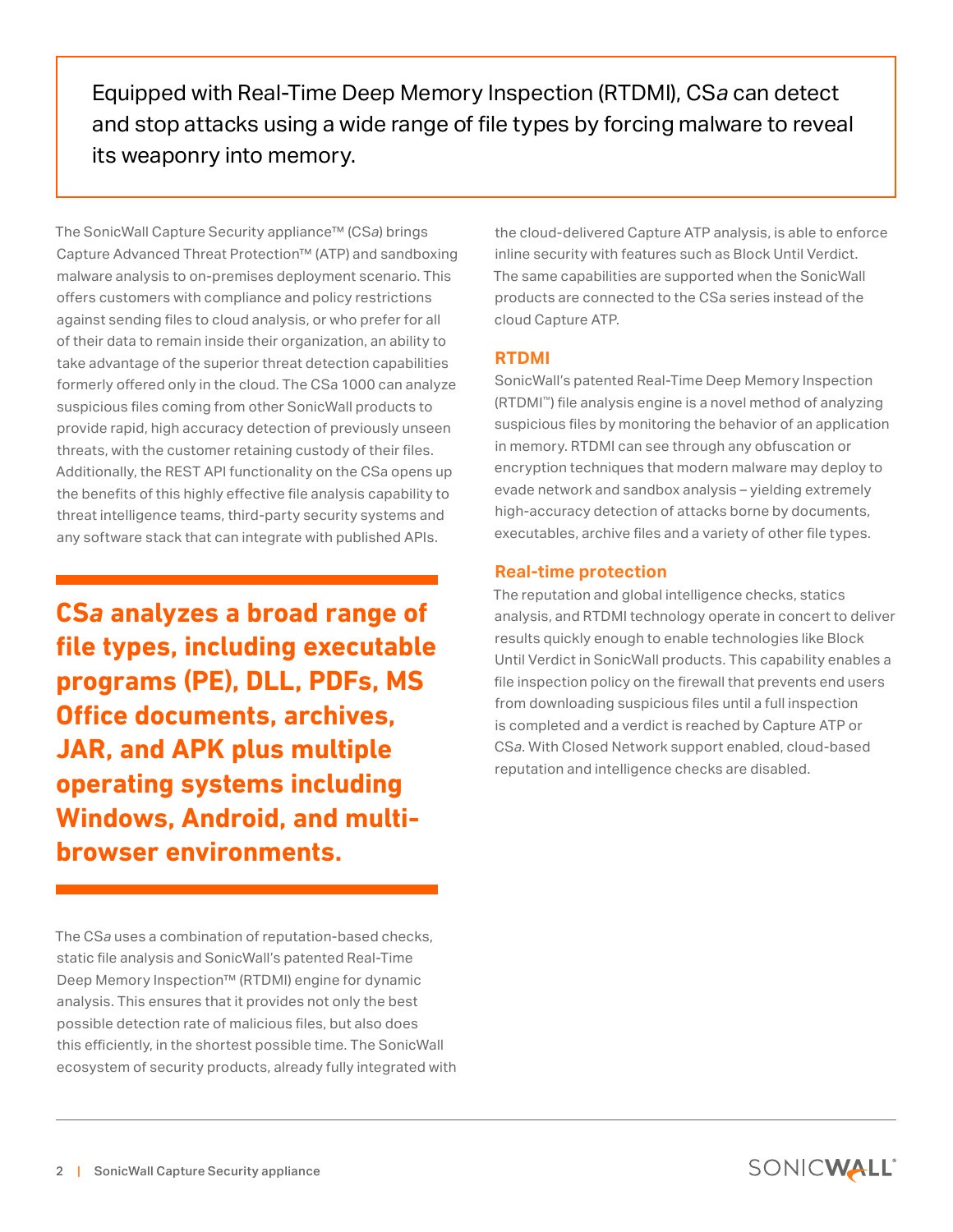Equipped with Real-Time Deep Memory Inspection (RTDMI), CS*a* can detect and stop attacks using a wide range of file types by forcing malware to reveal its weaponry into memory.

The SonicWall Capture Security appliance™ (CS*a*) brings Capture Advanced Threat Protection™ (ATP) and sandboxing malware analysis to on-premises deployment scenario. This offers customers with compliance and policy restrictions against sending files to cloud analysis, or who prefer for all of their data to remain inside their organization, an ability to take advantage of the superior threat detection capabilities formerly offered only in the cloud. The CSa 1000 can analyze suspicious files coming from other SonicWall products to provide rapid, high accuracy detection of previously unseen threats, with the customer retaining custody of their files. Additionally, the REST API functionality on the CSa opens up the benefits of this highly effective file analysis capability to threat intelligence teams, third-party security systems and any software stack that can integrate with published APIs.

**CS*a* analyzes a broad range of file types, including executable programs (PE), DLL, PDFs, MS Office documents, archives, JAR, and APK plus multiple operating systems including Windows, Android, and multi-browser environments.**

The CS*a* uses a combination of reputation-based checks, static file analysis and SonicWall's patented Real-Time Deep Memory Inspection™ (RTDMI) engine for dynamic analysis. This ensures that it provides not only the best possible detection rate of malicious files, but also does this efficiently, in the shortest possible time. The SonicWall ecosystem of security products, already fully integrated with the cloud-delivered Capture ATP analysis, is able to enforce inline security with features such as Block Until Verdict. The same capabilities are supported when the SonicWall products are connected to the CSa series instead of the cloud Capture ATP.

## RTDMI

SonicWall's patented Real-Time Deep Memory Inspection (RTDMI™) file analysis engine is a novel method of analyzing suspicious files by monitoring the behavior of an application in memory. RTDMI can see through any obfuscation or encryption techniques that modern malware may deploy to evade network and sandbox analysis – yielding extremely high-accuracy detection of attacks borne by documents, executables, archive files and a variety of other file types.

## Real-time protection

The reputation and global intelligence checks, statics analysis, and RTDMI technology operate in concert to deliver results quickly enough to enable technologies like Block Until Verdict in SonicWall products. This capability enables a file inspection policy on the firewall that prevents end users from downloading suspicious files until a full inspection is completed and a verdict is reached by Capture ATP or CS*a*. With Closed Network support enabled, cloud-based reputation and intelligence checks are disabled.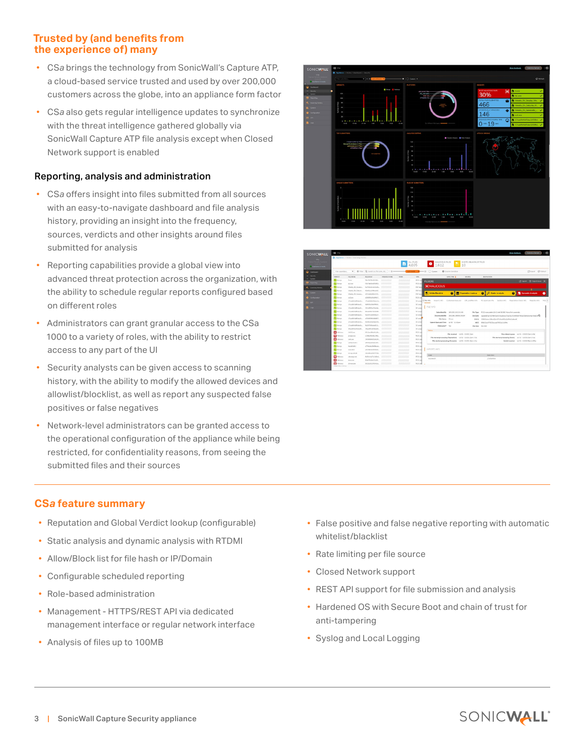## Trusted by (and benefits from the experience of) many

- CSa brings the technology from SonicWall's Capture ATP, a cloud-based service trusted and used by over 200,000 customers across the globe, into an appliance form factor
- CSa also gets regular intelligence updates to synchronize with the threat intelligence gathered globally via SonicWall Capture ATP file analysis except when Closed Network support is enabled

### Reporting, analysis and administration

- CSa offers insight into files submitted from all sources with an easy-to-navigate dashboard and file analysis history, providing an insight into the frequency, sources, verdicts and other insights around files submitted for analysis
- Reporting capabilities provide a global view into advanced threat protection across the organization, with the ability to schedule regular reports configured based on different roles
- Administrators can grant granular access to the CSa 1000 to a variety of roles, with the ability to restrict access to any part of the UI
- Security analysts can be given access to scanning history, with the ability to modify the allowed devices and allowlist/blocklist, as well as report any suspected false positives or false negatives
- Network-level administrators can be granted access to the operational configuration of the appliance while being restricted, for confidentiality reasons, from seeing the submitted files and their sources

## CS*a* feature summary

- Reputation and Global Verdict lookup (configurable)
- Static analysis and dynamic analysis with RTDMI
- Allow/Block list for file hash or IP/Domain
- Configurable scheduled reporting
- Role-based administration
- Management - HTTPS/REST API via dedicated management interface or regular network interface
- Analysis of files up to 100MB
- False positive and false negative reporting with automatic whitelist/blacklist
- Rate limiting per file source
- Closed Network support
- REST API support for file submission and analysis
- Hardened OS with Secure Boot and chain of trust for anti-tampering
- Syslog and Local Logging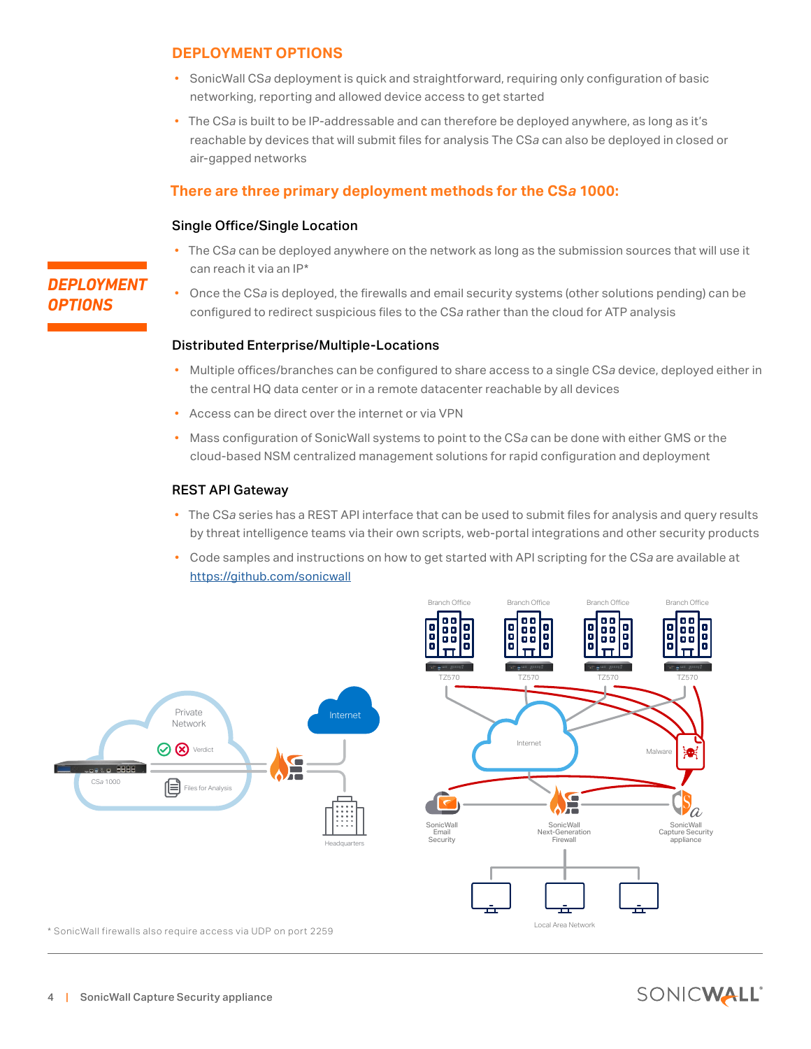## DEPLOYMENT OPTIONS

- SonicWall CS*a* deployment is quick and straightforward, requiring only configuration of basic networking, reporting and allowed device access to get started
- The CS*a* is built to be IP-addressable and can therefore be deployed anywhere, as long as it's reachable by devices that will submit files for analysis The CS*a* can also be deployed in closed or air-gapped networks

### There are three primary deployment methods for the CS*a* 1000:

#### Single Office/Single Location

- The CS*a* can be deployed anywhere on the network as long as the submission sources that will use it can reach it via an IP*
- Once the CS*a* is deployed, the firewalls and email security systems (other solutions pending) can be configured to redirect suspicious files to the CS*a* rather than the cloud for ATP analysis

#### Distributed Enterprise/Multiple-Locations

- Multiple offices/branches can be configured to share access to a single CS*a* device, deployed either in the central HQ data center or in a remote datacenter reachable by all devices
- Access can be direct over the internet or via VPN
- Mass configuration of SonicWall systems to point to the CS*a* can be done with either GMS or the cloud-based NSM centralized management solutions for rapid configuration and deployment

#### REST API Gateway

- The CS*a* series has a REST API interface that can be used to submit files for analysis and query results by threat intelligence teams via their own scripts, web-portal integrations and other security products
- Code samples and instructions on how to get started with API scripting for the CS*a* are available at [https://github.com/sonicwall](https://github.com/sonicwall)

Private Network · CSa 1000 · Verdict · Files for Analysis · Internet · Headquarters

Branch Office · TZ570 · Internet · Malware · SonicWall Email Security · SonicWall Next-Generation Firewall · SonicWall Capture Security appliance · Local Area Network

* SonicWall firewalls also require access via UDP on port 2259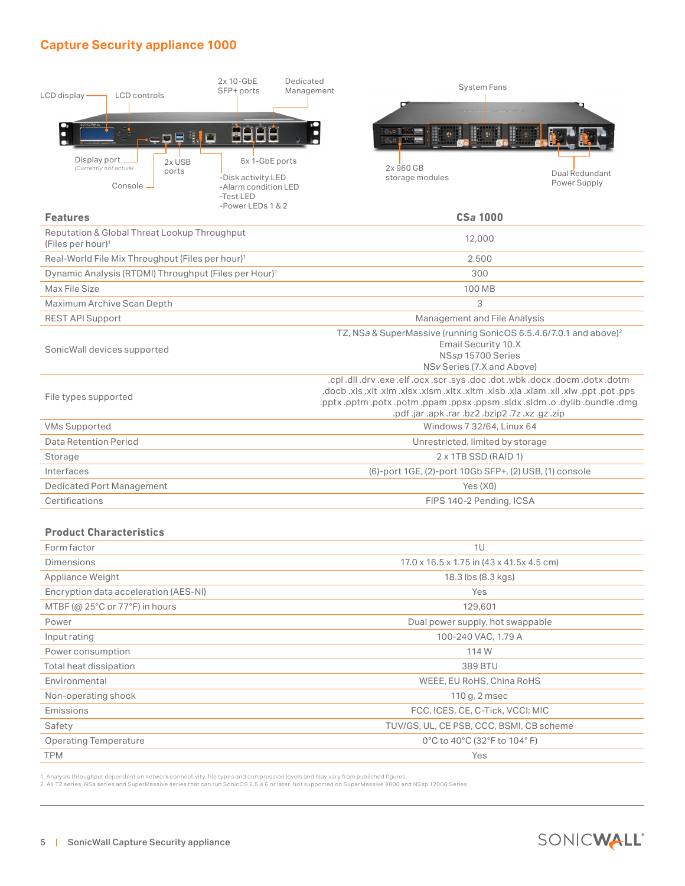## Capture Security appliance 1000

LCD display | LCD controls | 2x 10-GbE SFP+ ports | Dedicated Management | Display port (Currently not active) | Console | 2x USB ports | 6x 1-GbE ports | -Disk activity LED -Alarm condition LED -Test LED -Power LEDs 1 & 2

System Fans | 2x 960 GB storage modules | Dual Redundant Power Supply

| Features | CS*a* 1000 |
| --- | --- |
| Reputation & Global Threat Lookup Throughput (Files per hour)[1] | 12,000 |
| Real-World File Mix Throughput (Files per hour)[1] | 2,500 |
| Dynamic Analysis (RTDMI) Throughput (Files per Hour)[1] | 300 |
| Max File Size | 100 MB |
| Maximum Archive Scan Depth | 3 |
| REST API Support | Management and File Analysis |
| SonicWall devices supported | TZ, NS*a* & SuperMassive (running SonicOS 6.5.4.6/7.0.1 and above)[2]<br>Email Security 10.X<br>NS*sp* 15700 Series<br>NS*v* Series (7.X and Above) |
| File types supported | .cpl .dll .drv .exe .elf .ocx .scr .sys .doc .dot .wbk .docx .docm .dotx .dotm .docb .xls .xlt .xlm .xlsx .xlsm .xltx .xltm .xlsb .xla .xlam .xll .xlw .ppt .pot .pps .pptx .pptm .potx .potm .ppam .ppsx .ppsm .sldx .sldm .o .dylib .bundle .dmg .pdf .jar .apk .rar .bz2 .bzip2 .7z .xz .gz .zip |
| VMs Supported | Windows 7 32/64, Linux 64 |
| Data Retention Period | Unrestricted, limited by storage |
| Storage | 2 x 1TB SSD (RAID 1) |
| Interfaces | (6)-port 1GE, (2)-port 10Gb SFP+, (2) USB, (1) console |
| Dedicated Port Management | Yes (X0) |
| Certifications | FIPS 140-2 Pending, ICSA |

| Product Characteristics | |
| --- | --- |
| Form factor | 1U |
| Dimensions | 17.0 x 16.5 x 1.75 in (43 x 41.5x 4.5 cm) |
| Appliance Weight | 18.3 lbs (8.3 kgs) |
| Encryption data acceleration (AES-NI) | Yes |
| MTBF (@ 25°C or 77°F) in hours | 129,601 |
| Power | Dual power supply, hot swappable |
| Input rating | 100-240 VAC, 1.79 A |
| Power consumption | 114 W |
| Total heat dissipation | 389 BTU |
| Environmental | WEEE, EU RoHS, China RoHS |
| Non-operating shock | 110 g, 2 msec |
| Emissions | FCC, ICES, CE, C-Tick, VCCI; MIC |
| Safety | TUV/GS, UL, CE PSB, CCC, BSMI, CB scheme |
| Operating Temperature | 0°C to 40°C (32°F to 104° F) |
| TPM | Yes |

1. Analysis throughput dependent on network connectivity, file types and compression levels and may vary from published figures.
2. All TZ series, NSa series and SuperMassive series that can run SonicOS 6.5.4.6 or later. Not supported on SuperMassive 9800 and NSsp 12000 Series.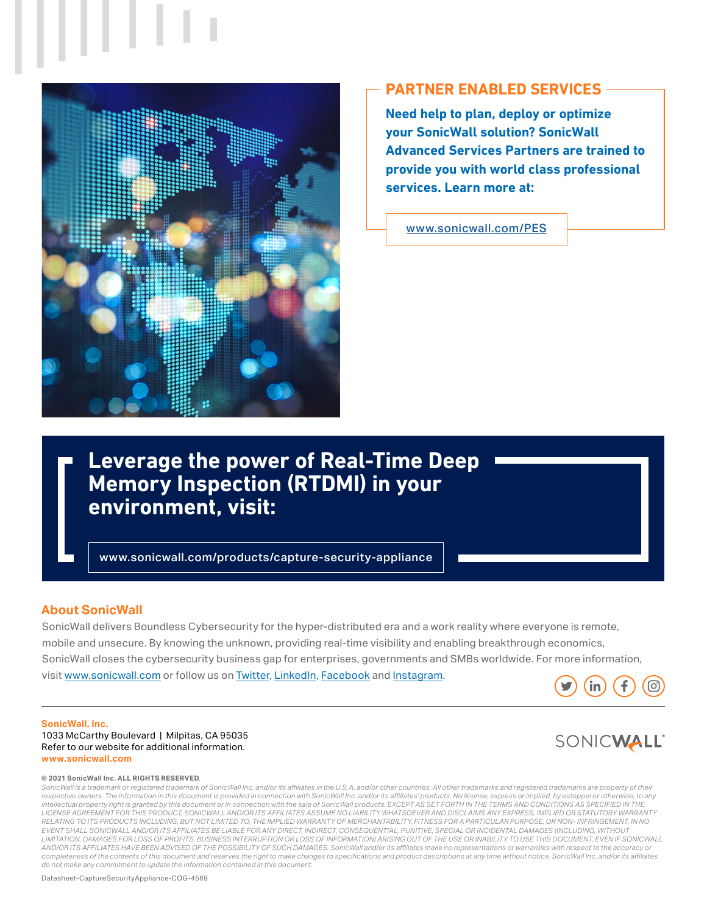## PARTNER ENABLED SERVICES

**Need help to plan, deploy or optimize your SonicWall solution? SonicWall Advanced Services Partners are trained to provide you with world class professional services. Learn more at:**

www.sonicwall.com/PES

## Leverage the power of Real-Time Deep Memory Inspection (RTDMI) in your environment, visit:

www.sonicwall.com/products/capture-security-appliance

### About SonicWall

SonicWall delivers Boundless Cybersecurity for the hyper-distributed era and a work reality where everyone is remote, mobile and unsecure. By knowing the unknown, providing real-time visibility and enabling breakthrough economics, SonicWall closes the cybersecurity business gap for enterprises, governments and SMBs worldwide. For more information, visit www.sonicwall.com or follow us on Twitter, LinkedIn, Facebook and Instagram.

**SonicWall, Inc.**
1033 McCarthy Boulevard | Milpitas, CA 95035
Refer to our website for additional information.
**www.sonicwall.com**

**© 2021 SonicWall Inc. ALL RIGHTS RESERVED.**

*SonicWall is a trademark or registered trademark of SonicWall Inc. and/or its affiliates in the U.S.A. and/or other countries. All other trademarks and registered trademarks are property of their respective owners. The information in this document is provided in connection with SonicWall Inc. and/or its affiliates' products. No license, express or implied, by estoppel or otherwise, to any intellectual property right is granted by this document or in connection with the sale of SonicWall products. EXCEPT AS SET FORTH IN THE TERMS AND CONDITIONS AS SPECIFIED IN THE LICENSE AGREEMENT FOR THIS PRODUCT, SONICWALL AND/OR ITS AFFILIATES ASSUME NO LIABILITY WHATSOEVER AND DISCLAIMS ANY EXPRESS, IMPLIED OR STATUTORY WARRANTY RELATING TO ITS PRODUCTS INCLUDING, BUT NOT LIMITED TO, THE IMPLIED WARRANTY OF MERCHANTABILITY, FITNESS FOR A PARTICULAR PURPOSE, OR NON- INFRINGEMENT. IN NO EVENT SHALL SONICWALL AND/OR ITS AFFILIATES BE LIABLE FOR ANY DIRECT, INDIRECT, CONSEQUENTIAL, PUNITIVE, SPECIAL OR INCIDENTAL DAMAGES (INCLUDING, WITHOUT LIMITATION, DAMAGES FOR LOSS OF PROFITS, BUSINESS INTERRUPTION OR LOSS OF INFORMATION) ARISING OUT OF THE USE OR INABILITY TO USE THIS DOCUMENT, EVEN IF SONICWALL AND/OR ITS AFFILIATES HAVE BEEN ADVISED OF THE POSSIBILITY OF SUCH DAMAGES. SonicWall and/or its affiliates make no representations or warranties with respect to the accuracy or completeness of the contents of this document and reserves the right to make changes to specifications and product descriptions at any time without notice. SonicWall Inc. and/or its affiliates do not make any commitment to update the information contained in this document.*

Datasheet-CaptureSecurityAppliance-COG-4569